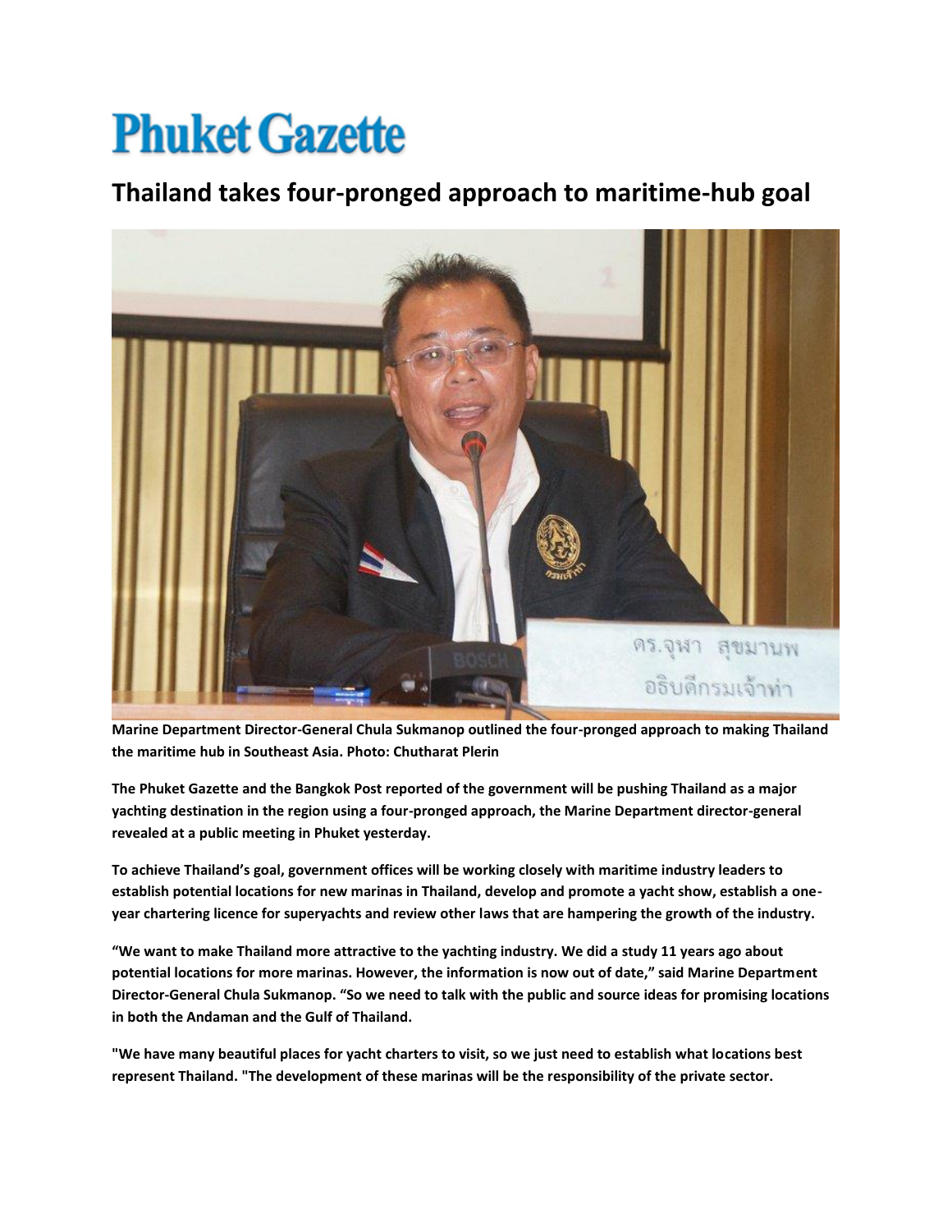# Phuket Gazette

## Thailand takes four-pronged approach to maritime-hub goal

**Marine Department Director-General Chula Sukmanop outlined the four-pronged approach to making Thailand the maritime hub in Southeast Asia. Photo: Chutharat Plerin**

**The Phuket Gazette and the Bangkok Post reported of the government will be pushing Thailand as a major yachting destination in the region using a four-pronged approach, the Marine Department director-general revealed at a public meeting in Phuket yesterday.**

**To achieve Thailand's goal, government offices will be working closely with maritime industry leaders to establish potential locations for new marinas in Thailand, develop and promote a yacht show, establish a one-year chartering licence for superyachts and review other laws that are hampering the growth of the industry.**

**"We want to make Thailand more attractive to the yachting industry. We did a study 11 years ago about potential locations for more marinas. However, the information is now out of date," said Marine Department Director-General Chula Sukmanop. "So we need to talk with the public and source ideas for promising locations in both the Andaman and the Gulf of Thailand.**

**"We have many beautiful places for yacht charters to visit, so we just need to establish what locations best represent Thailand. "The development of these marinas will be the responsibility of the private sector.**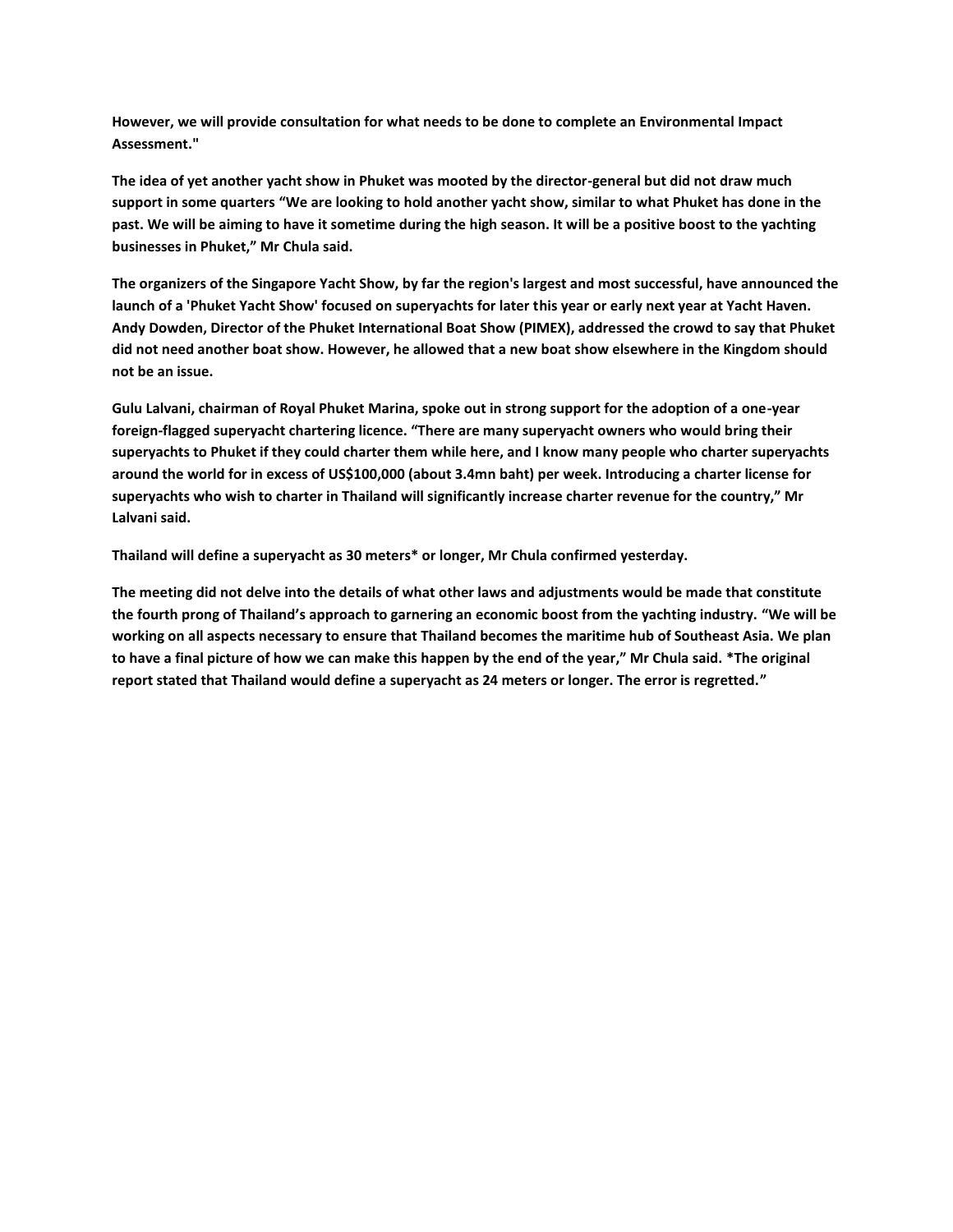**However, we will provide consultation for what needs to be done to complete an Environmental Impact Assessment."**

**The idea of yet another yacht show in Phuket was mooted by the director-general but did not draw much support in some quarters “We are looking to hold another yacht show, similar to what Phuket has done in the past. We will be aiming to have it sometime during the high season. It will be a positive boost to the yachting businesses in Phuket,” Mr Chula said.**

**The organizers of the Singapore Yacht Show, by far the region's largest and most successful, have announced the launch of a 'Phuket Yacht Show' focused on superyachts for later this year or early next year at Yacht Haven. Andy Dowden, Director of the Phuket International Boat Show (PIMEX), addressed the crowd to say that Phuket did not need another boat show. However, he allowed that a new boat show elsewhere in the Kingdom should not be an issue.**

**Gulu Lalvani, chairman of Royal Phuket Marina, spoke out in strong support for the adoption of a one-year foreign-flagged superyacht chartering licence. “There are many superyacht owners who would bring their superyachts to Phuket if they could charter them while here, and I know many people who charter superyachts around the world for in excess of US$100,000 (about 3.4mn baht) per week. Introducing a charter license for superyachts who wish to charter in Thailand will significantly increase charter revenue for the country,” Mr Lalvani said.**

**Thailand will define a superyacht as 30 meters* or longer, Mr Chula confirmed yesterday.**

**The meeting did not delve into the details of what other laws and adjustments would be made that constitute the fourth prong of Thailand’s approach to garnering an economic boost from the yachting industry. “We will be working on all aspects necessary to ensure that Thailand becomes the maritime hub of Southeast Asia. We plan to have a final picture of how we can make this happen by the end of the year,” Mr Chula said. *The original report stated that Thailand would define a superyacht as 24 meters or longer. The error is regretted.”**